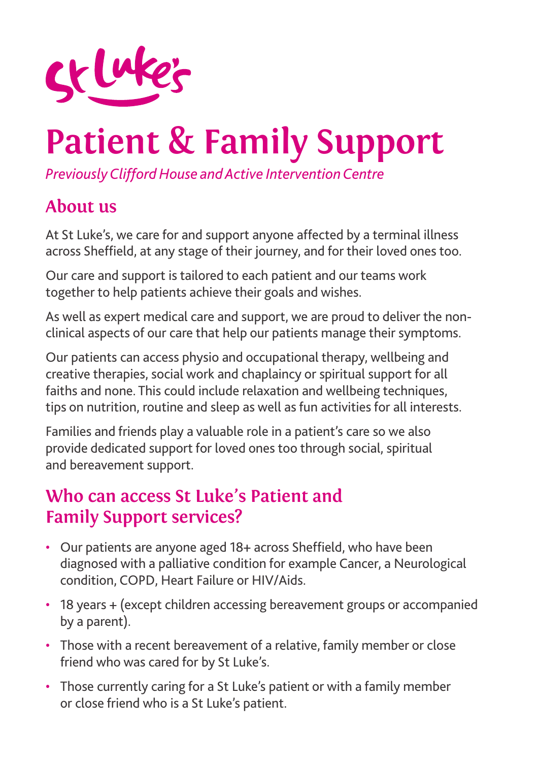St Luke's

# Patient & Family Support

*Previously Clifford House and Active Intervention Centre*

## About us

At St Luke's, we care for and support anyone affected by a terminal illness across Sheffield, at any stage of their journey, and for their loved ones too.

Our care and support is tailored to each patient and our teams work together to help patients achieve their goals and wishes.

As well as expert medical care and support, we are proud to deliver the non-clinical aspects of our care that help our patients manage their symptoms.

Our patients can access physio and occupational therapy, wellbeing and creative therapies, social work and chaplaincy or spiritual support for all faiths and none. This could include relaxation and wellbeing techniques, tips on nutrition, routine and sleep as well as fun activities for all interests.

Families and friends play a valuable role in a patient's care so we also provide dedicated support for loved ones too through social, spiritual and bereavement support.

## Who can access St Luke's Patient and Family Support services?

- Our patients are anyone aged 18+ across Sheffield, who have been diagnosed with a palliative condition for example Cancer, a Neurological condition, COPD, Heart Failure or HIV/Aids.
- 18 years + (except children accessing bereavement groups or accompanied by a parent).
- Those with a recent bereavement of a relative, family member or close friend who was cared for by St Luke's.
- Those currently caring for a St Luke's patient or with a family member or close friend who is a St Luke's patient.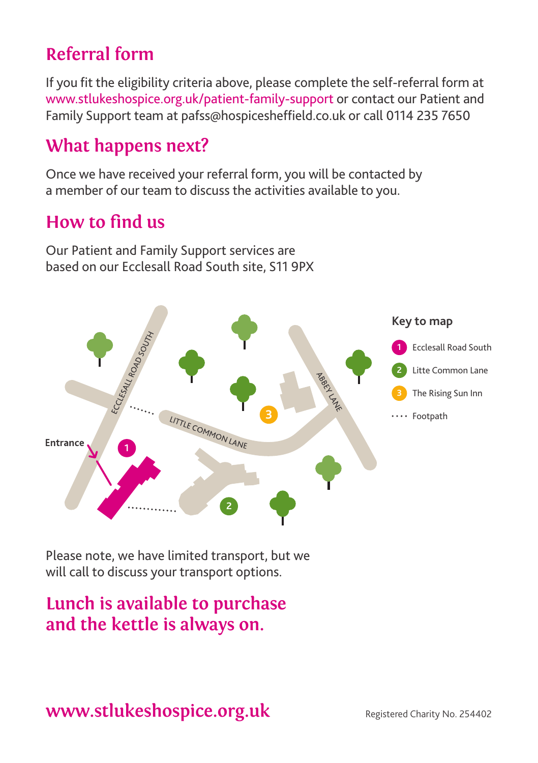## Referral form

If you fit the eligibility criteria above, please complete the self-referral form at www.stlukeshospice.org.uk/patient-family-support or contact our Patient and Family Support team at pafss@hospicesheffield.co.uk or call 0114 235 7650

## What happens next?

Once we have received your referral form, you will be contacted by a member of our team to discuss the activities available to you.

## How to find us

Our Patient and Family Support services are based on our Ecclesall Road South site, S11 9PX

ECCLESALL ROAD SOUTH
LITTLE COMMON LANE
ABBEY LANE
Entrance

**Key to map**

1 Ecclesall Road South
2 Litte Common Lane
3 The Rising Sun Inn
···· Footpath

Please note, we have limited transport, but we will call to discuss your transport options.

## Lunch is available to purchase and the kettle is always on.

**www.stlukeshospice.org.uk**

Registered Charity No. 254402